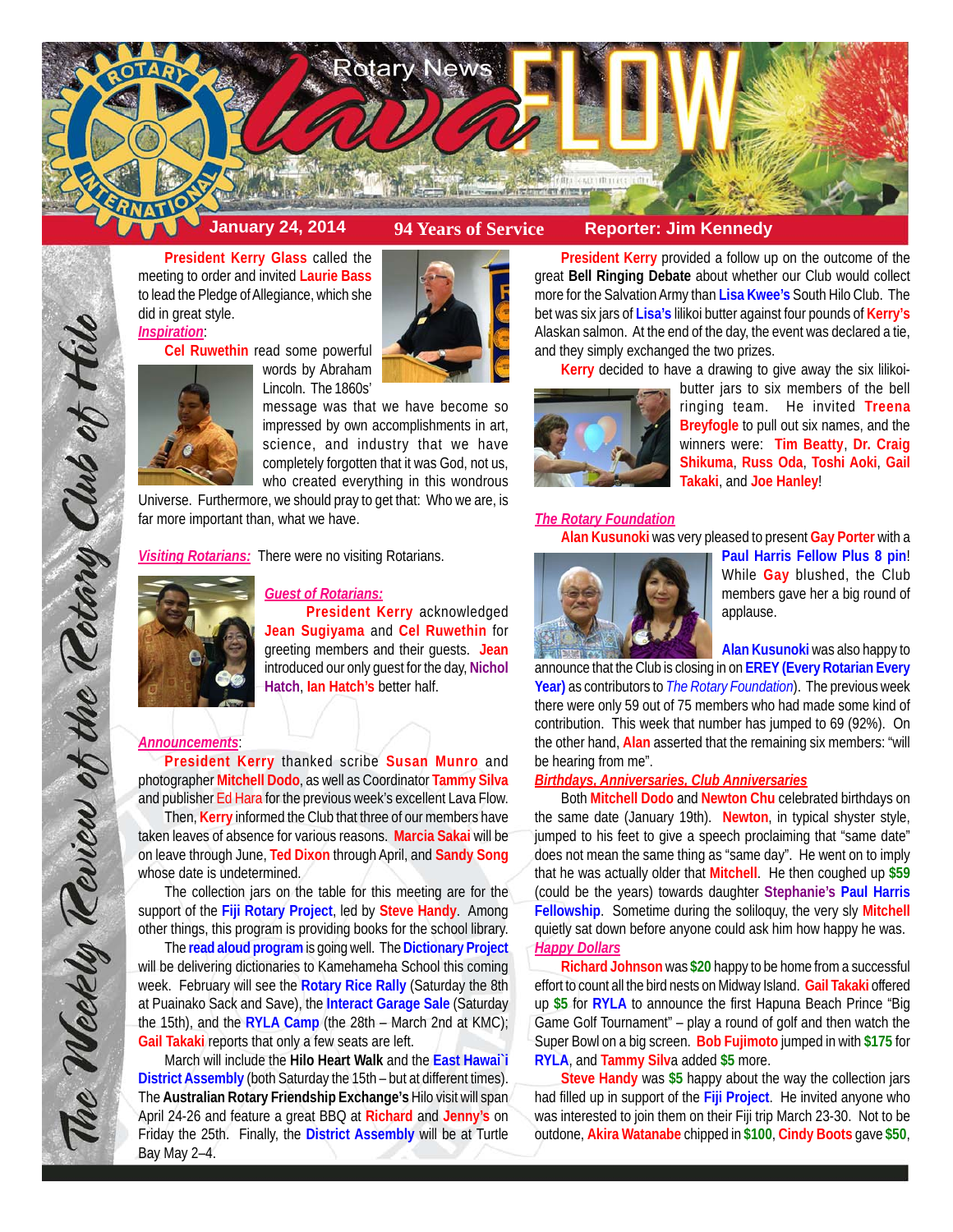# Rotary News lava FLOW

**January 24, 2014** | **94 Years of Service** | **Reporter: Jim Kennedy**

*The Weekly Review of the Rotary Club of Hilo*

**President Kerry Glass** called the meeting to order and invited **Laurie Bass** to lead the Pledge of Allegiance, which she did in great style.

***Inspiration***:

**Cel Ruwethin** read some powerful words by Abraham Lincoln. The 1860s' message was that we have become so impressed by own accomplishments in art, science, and industry that we have completely forgotten that it was God, not us, who created everything in this wondrous Universe. Furthermore, we should pray to get that: Who we are, is far more important than, what we have.

***Visiting Rotarians:*** There were no visiting Rotarians.

***Guest of Rotarians:***

**President Kerry** acknowledged **Jean Sugiyama** and **Cel Ruwethin** for greeting members and their guests. **Jean** introduced our only guest for the day, **Nichol Hatch**, **Ian Hatch's** better half.

***Announcements***:

**President Kerry** thanked scribe **Susan Munro** and photographer **Mitchell Dodo**, as well as Coordinator **Tammy Silva** and publisher Ed Hara for the previous week's excellent Lava Flow.

Then, **Kerry** informed the Club that three of our members have taken leaves of absence for various reasons. **Marcia Sakai** will be on leave through June, **Ted Dixon** through April, and **Sandy Song** whose date is undetermined.

The collection jars on the table for this meeting are for the support of the **Fiji Rotary Project**, led by **Steve Handy**. Among other things, this program is providing books for the school library.

The **read aloud program** is going well. The **Dictionary Project** will be delivering dictionaries to Kamehameha School this coming week. February will see the **Rotary Rice Rally** (Saturday the 8th at Puainako Sack and Save), the **Interact Garage Sale** (Saturday the 15th), and the **RYLA Camp** (the 28th – March 2nd at KMC); **Gail Takaki** reports that only a few seats are left.

March will include the **Hilo Heart Walk** and the **East Hawai`i District Assembly** (both Saturday the 15th – but at different times). The **Australian Rotary Friendship Exchange's** Hilo visit will span April 24-26 and feature a great BBQ at **Richard** and **Jenny's** on Friday the 25th. Finally, the **District Assembly** will be at Turtle Bay May 2–4.

**President Kerry** provided a follow up on the outcome of the great **Bell Ringing Debate** about whether our Club would collect more for the Salvation Army than **Lisa Kwee's** South Hilo Club. The bet was six jars of **Lisa's** lilikoi butter against four pounds of **Kerry's** Alaskan salmon. At the end of the day, the event was declared a tie, and they simply exchanged the two prizes.

**Kerry** decided to have a drawing to give away the six lilikoi-butter jars to six members of the bell ringing team. He invited **Treena Breyfogle** to pull out six names, and the winners were: **Tim Beatty**, **Dr. Craig Shikuma**, **Russ Oda**, **Toshi Aoki**, **Gail Takaki**, and **Joe Hanley**!

***The Rotary Foundation***

**Alan Kusunoki** was very pleased to present **Gay Porter** with a **Paul Harris Fellow Plus 8 pin**! While **Gay** blushed, the Club members gave her a big round of applause.

**Alan Kusunoki** was also happy to announce that the Club is closing in on **EREY (Every Rotarian Every Year)** as contributors to *The Rotary Foundation*). The previous week there were only 59 out of 75 members who had made some kind of contribution. This week that number has jumped to 69 (92%). On the other hand, **Alan** asserted that the remaining six members: "will be hearing from me".

***Birthdays, Anniversaries, Club Anniversaries***

Both **Mitchell Dodo** and **Newton Chu** celebrated birthdays on the same date (January 19th). **Newton**, in typical shyster style, jumped to his feet to give a speech proclaiming that "same date" does not mean the same thing as "same day". He went on to imply that he was actually older that **Mitchell**. He then coughed up **$59** (could be the years) towards daughter **Stephanie's Paul Harris Fellowship**. Sometime during the soliloquy, the very sly **Mitchell** quietly sat down before anyone could ask him how happy he was.

***Happy Dollars***

**Richard Johnson** was **$20** happy to be home from a successful effort to count all the bird nests on Midway Island. **Gail Takaki** offered up **$5** for **RYLA** to announce the first Hapuna Beach Prince "Big Game Golf Tournament" – play a round of golf and then watch the Super Bowl on a big screen. **Bob Fujimoto** jumped in with **$175** for **RYLA**, and **Tammy Silva** added **$5** more.

**Steve Handy** was **$5** happy about the way the collection jars had filled up in support of the **Fiji Project**. He invited anyone who was interested to join them on their Fiji trip March 23-30. Not to be outdone, **Akira Watanabe** chipped in **$100**, **Cindy Boots** gave **$50**,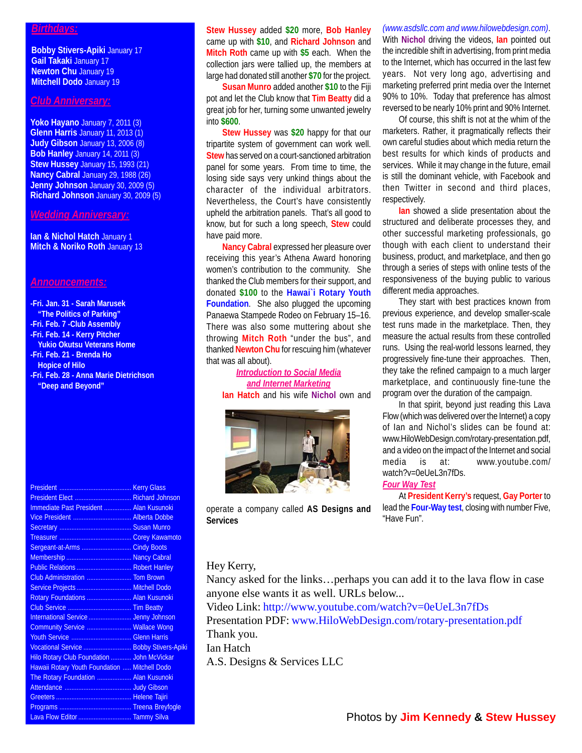## *Birthdays:*

**Bobby Stivers-Apiki** January 17
**Gail Takaki** January 17
**Newton Chu** January 19
**Mitchell Dodo** January 19

## *Club Anniversary:*

**Yoko Hayano** January 7, 2011 (3)
**Glenn Harris** January 11, 2013 (1)
**Judy Gibson** January 13, 2006 (8)
**Bob Hanley** January 14, 2011 (3)
**Stew Hussey** January 15, 1993 (21)
**Nancy Cabral** January 29, 1988 (26)
**Jenny Johnson** January 30, 2009 (5)
**Richard Johnson** January 30, 2009 (5)

## *Wedding Anniversary:*

**Ian & Nichol Hatch** January 1
**Mitch & Noriko Roth** January 13

## *Announcements:*

- **Fri. Jan. 31 - Sarah Marusek "The Politics of Parking"**
- **Fri. Feb. 7 -Club Assembly**
- **Fri. Feb. 14 - Kerry Pitcher Yukio Okutsu Veterans Home**
- **Fri. Feb. 21 - Brenda Ho Hopice of Hilo**
- **Fri. Feb. 28 - Anna Marie Dietrichson "Deep and Beyond"**

| | |
|---|---|
| President | Kerry Glass |
| President Elect | Richard Johnson |
| Immediate Past President | Alan Kusunoki |
| Vice President | Alberta Dobbe |
| Secretary | Susan Munro |
| Treasurer | Corey Kawamoto |
| Sergeant-at-Arms | Cindy Boots |
| Membership | Nancy Cabral |
| Public Relations | Robert Hanley |
| Club Administration | Tom Brown |
| Service Projects | Mitchell Dodo |
| Rotary Foundations | Alan Kusunoki |
| Club Service | Tim Beatty |
| International Service | Jenny Johnson |
| Community Service | Wallace Wong |
| Youth Service | Glenn Harris |
| Vocational Service | Bobby Stivers-Apiki |
| Hilo Rotary Club Foundation | John McVickar |
| Hawaii Rotary Youth Foundation | Mitchell Dodo |
| The Rotary Foundation | Alan Kusunoki |
| Attendance | Judy Gibson |
| Greeters | Helene Tajiri |
| Programs | Treena Breyfogle |
| Lava Flow Editor | Tammy Silva |

**Stew Hussey** added **$20** more, **Bob Hanley** came up with **$10**, and **Richard Johnson** and **Mitch Roth** came up with **$5** each. When the collection jars were tallied up, the members at large had donated still another **$70** for the project.

**Susan Munro** added another **$10** to the Fiji pot and let the Club know that **Tim Beatty** did a great job for her, turning some unwanted jewelry into **$600**.

**Stew Hussey** was **$20** happy for that our tripartite system of government can work well. **Stew** has served on a court-sanctioned arbitration panel for some years. From time to time, the losing side says very unkind things about the character of the individual arbitrators. Nevertheless, the Court's have consistently upheld the arbitration panels. That's all good to know, but for such a long speech, **Stew** could have paid more.

**Nancy Cabral** expressed her pleasure over receiving this year's Athena Award honoring women's contribution to the community. She thanked the Club members for their support, and donated **$100** to the **Hawai`i Rotary Youth Foundation**. She also plugged the upcoming Panaewa Stampede Rodeo on February 15–16. There was also some muttering about she throwing **Mitch Roth** "under the bus", and thanked **Newton Chu** for rescuing him (whatever that was all about).

### *Introduction to Social Media and Internet Marketing*

**Ian Hatch** and his wife **Nichol** own and operate a company called **AS Designs and Services** *(www.asdsllc.com and www.hilowebdesign.com)*. With **Nichol** driving the videos, **Ian** pointed out the incredible shift in advertising, from print media to the Internet, which has occurred in the last few years. Not very long ago, advertising and marketing preferred print media over the Internet 90% to 10%. Today that preference has almost reversed to be nearly 10% print and 90% Internet.

Of course, this shift is not at the whim of the marketers. Rather, it pragmatically reflects their own careful studies about which media return the best results for which kinds of products and services. While it may change in the future, email is still the dominant vehicle, with Facebook and then Twitter in second and third places, respectively.

**Ian** showed a slide presentation about the structured and deliberate processes they, and other successful marketing professionals, go though with each client to understand their business, product, and marketplace, and then go through a series of steps with online tests of the responsiveness of the buying public to various different media approaches.

They start with best practices known from previous experience, and develop smaller-scale test runs made in the marketplace. Then, they measure the actual results from these controlled runs. Using the real-world lessons learned, they progressively fine-tune their approaches. Then, they take the refined campaign to a much larger marketplace, and continuously fine-tune the program over the duration of the campaign.

In that spirit, beyond just reading this Lava Flow (which was delivered over the Internet) a copy of Ian and Nichol's slides can be found at: www.HiloWebDesign.com/rotary-presentation.pdf, and a video on the impact of the Internet and social media is at: www.youtube.com/watch?v=0eUeL3n7fDs.

### *Four Way Test*

At **President Kerry's** request, **Gay Porter** to lead the **Four-Way test**, closing with number Five, "Have Fun".

Hey Kerry,
Nancy asked for the links…perhaps you can add it to the lava flow in case anyone else wants it as well. URLs below...
Video Link: http://www.youtube.com/watch?v=0eUeL3n7fDs
Presentation PDF: www.HiloWebDesign.com/rotary-presentation.pdf
Thank you.
Ian Hatch
A.S. Designs & Services LLC

Photos by **Jim Kennedy** & **Stew Hussey**